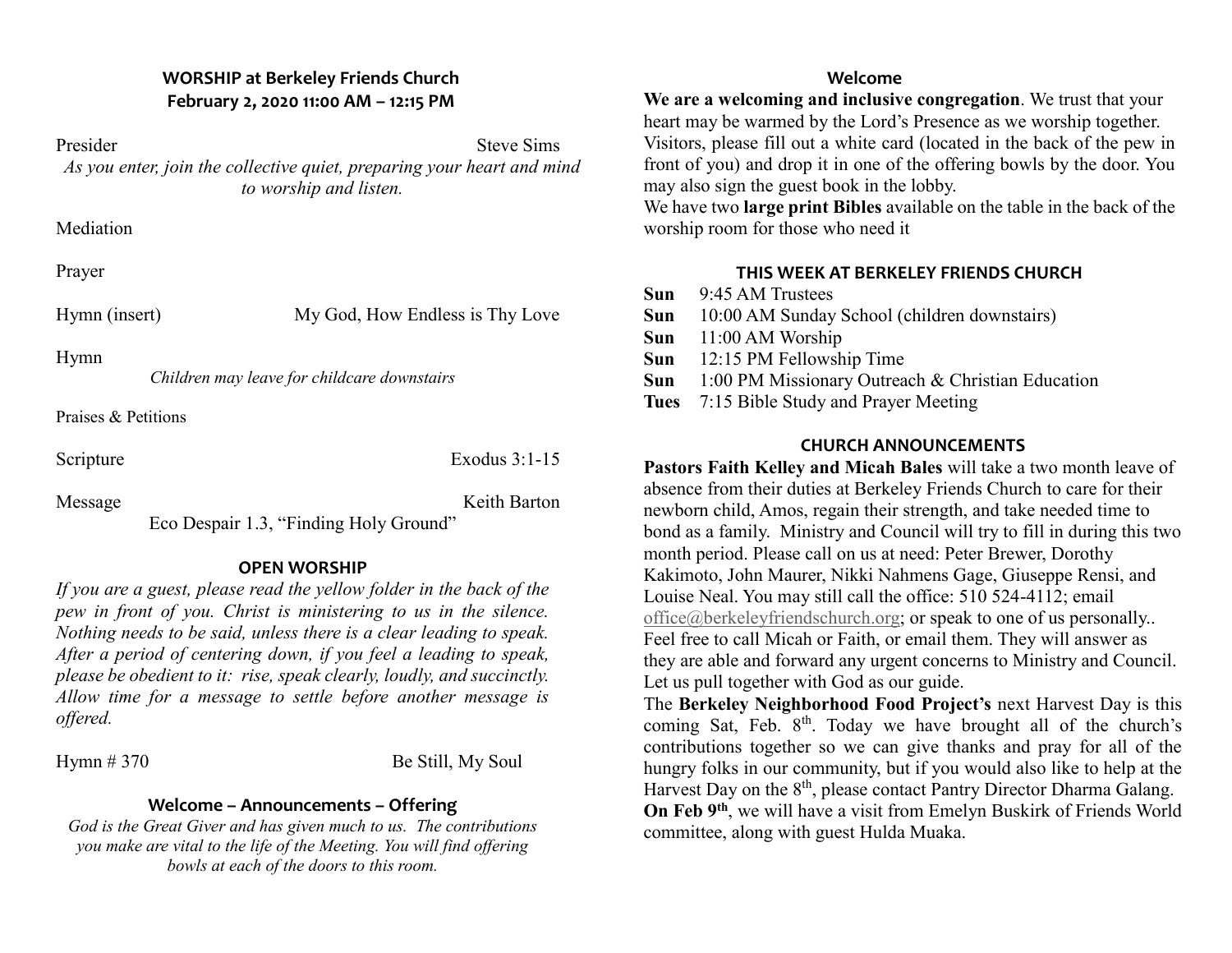## WORSHIP at Berkeley Friends Church

**February 2, 2020 11:00 AM – 12:15 PM**

Presider — Steve Sims

*As you enter, join the collective quiet, preparing your heart and mind to worship and listen.*

Mediation

Prayer

Hymn (insert) — My God, How Endless is Thy Love

Hymn

*Children may leave for childcare downstairs*

Praises & Petitions

Scripture — Exodus 3:1-15

Message — Keith Barton

Eco Despair 1.3, "Finding Holy Ground"

### OPEN WORSHIP

*If you are a guest, please read the yellow folder in the back of the pew in front of you. Christ is ministering to us in the silence. Nothing needs to be said, unless there is a clear leading to speak. After a period of centering down, if you feel a leading to speak, please be obedient to it: rise, speak clearly, loudly, and succinctly. Allow time for a message to settle before another message is offered.*

Hymn # 370 — Be Still, My Soul

### Welcome – Announcements – Offering

*God is the Great Giver and has given much to us. The contributions you make are vital to the life of the Meeting. You will find offering bowls at each of the doors to this room.*

### Welcome

**We are a welcoming and inclusive congregation**. We trust that your heart may be warmed by the Lord's Presence as we worship together. Visitors, please fill out a white card (located in the back of the pew in front of you) and drop it in one of the offering bowls by the door. You may also sign the guest book in the lobby.

We have two **large print Bibles** available on the table in the back of the worship room for those who need it

### THIS WEEK AT BERKELEY FRIENDS CHURCH

**Sun** 9:45 AM Trustees
**Sun** 10:00 AM Sunday School (children downstairs)
**Sun** 11:00 AM Worship
**Sun** 12:15 PM Fellowship Time
**Sun** 1:00 PM Missionary Outreach & Christian Education
**Tues** 7:15 Bible Study and Prayer Meeting

### CHURCH ANNOUNCEMENTS

**Pastors Faith Kelley and Micah Bales** will take a two month leave of absence from their duties at Berkeley Friends Church to care for their newborn child, Amos, regain their strength, and take needed time to bond as a family. Ministry and Council will try to fill in during this two month period. Please call on us at need: Peter Brewer, Dorothy Kakimoto, John Maurer, Nikki Nahmens Gage, Giuseppe Rensi, and Louise Neal. You may still call the office: 510 524-4112; email office@berkeleyfriendschurch.org; or speak to one of us personally.. Feel free to call Micah or Faith, or email them. They will answer as they are able and forward any urgent concerns to Ministry and Council. Let us pull together with God as our guide.

The **Berkeley Neighborhood Food Project's** next Harvest Day is this coming Sat, Feb. 8th. Today we have brought all of the church's contributions together so we can give thanks and pray for all of the hungry folks in our community, but if you would also like to help at the Harvest Day on the 8th, please contact Pantry Director Dharma Galang.

**On Feb 9th**, we will have a visit from Emelyn Buskirk of Friends World committee, along with guest Hulda Muaka.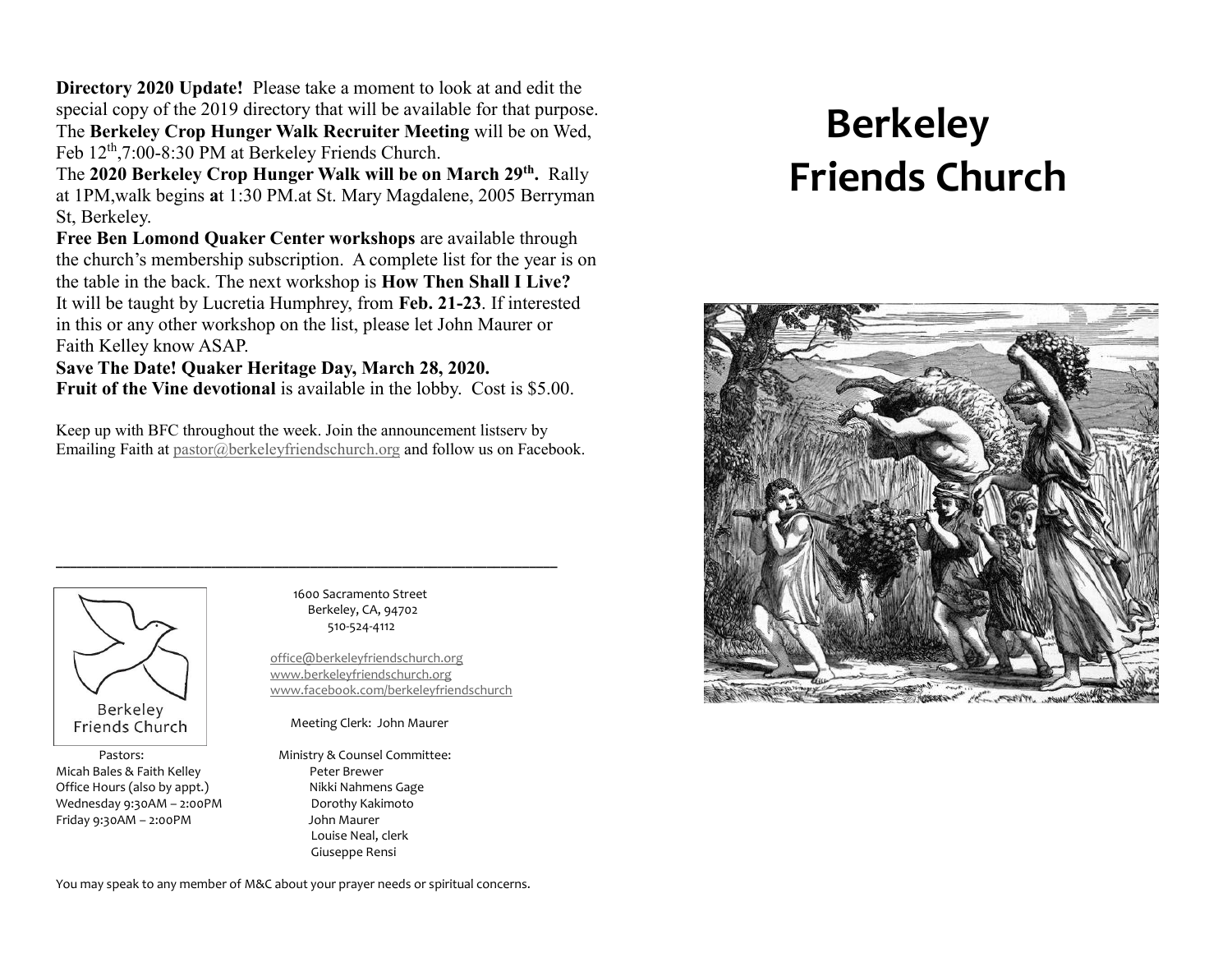**Directory 2020 Update!** Please take a moment to look at and edit the special copy of the 2019 directory that will be available for that purpose.
The **Berkeley Crop Hunger Walk Recruiter Meeting** will be on Wed, Feb 12th,7:00-8:30 PM at Berkeley Friends Church.
The **2020 Berkeley Crop Hunger Walk will be on March 29th.** Rally at 1PM,walk begins **a**t 1:30 PM.at St. Mary Magdalene, 2005 Berryman St, Berkeley.
**Free Ben Lomond Quaker Center workshops** are available through the church's membership subscription. A complete list for the year is on the table in the back. The next workshop is **How Then Shall I Live?** It will be taught by Lucretia Humphrey, from **Feb. 21-23**. If interested in this or any other workshop on the list, please let John Maurer or Faith Kelley know ASAP.
**Save The Date! Quaker Heritage Day, March 28, 2020.**
**Fruit of the Vine devotional** is available in the lobby. Cost is $5.00.

Keep up with BFC throughout the week. Join the announcement listserv by Emailing Faith at pastor@berkeleyfriendschurch.org and follow us on Facebook.

---

Berkeley Friends Church

Pastors:
Micah Bales & Faith Kelley
Office Hours (also by appt.)
Wednesday 9:30AM – 2:00PM
Friday 9:30AM – 2:00PM

1600 Sacramento Street
Berkeley, CA, 94702
510-524-4112

office@berkeleyfriendschurch.org
www.berkeleyfriendschurch.org
www.facebook.com/berkeleyfriendschurch

Meeting Clerk: John Maurer

Ministry & Counsel Committee:
Peter Brewer
Nikki Nahmens Gage
Dorothy Kakimoto
John Maurer
Louise Neal, clerk
Giuseppe Rensi

You may speak to any member of M&C about your prayer needs or spiritual concerns.

# Berkeley Friends Church